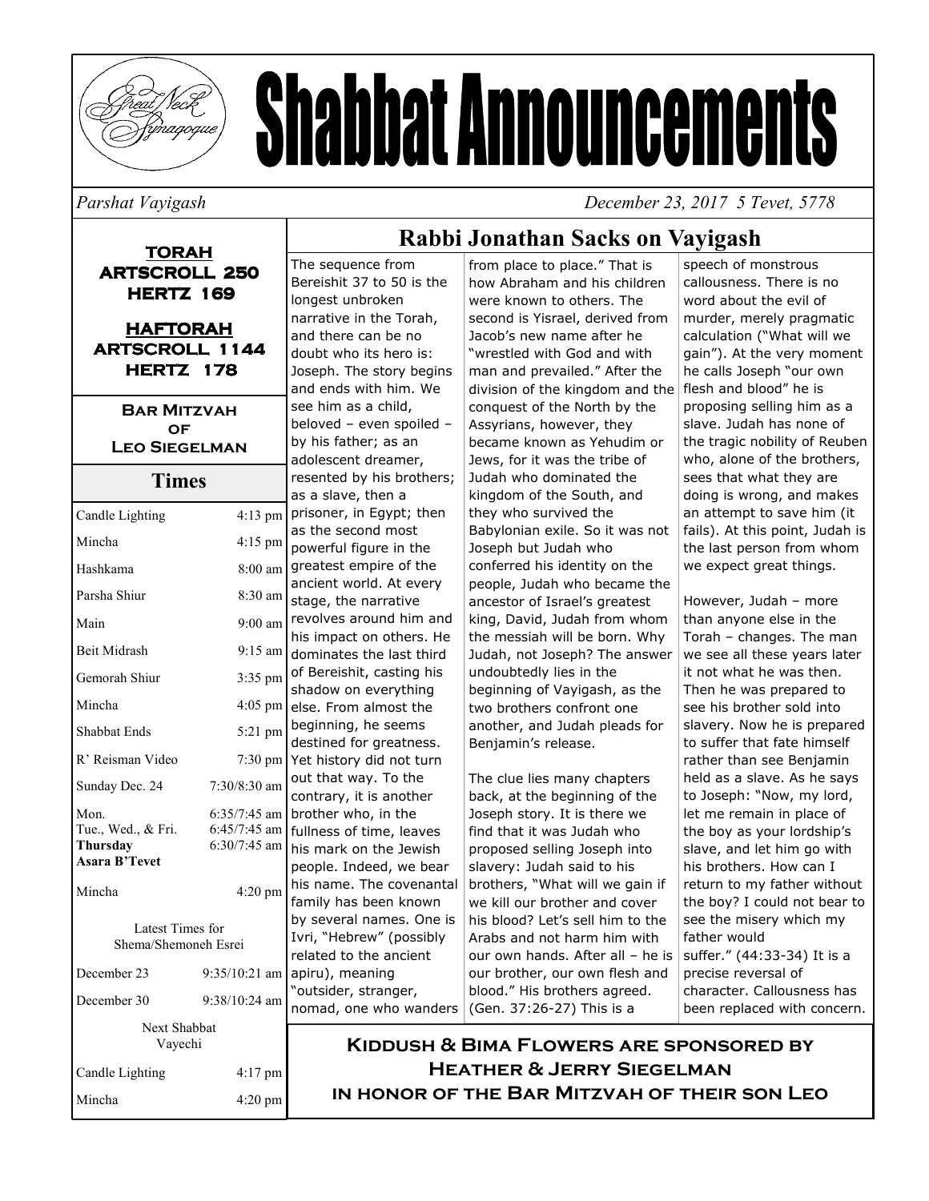# Shabbat Announcements

*Parshat Vayigash* *December 23, 2017 5 Tevet, 5778*

**TORAH**
**ARTSCROLL 250**
**HERTZ 169**

**HAFTORAH**
**ARTSCROLL 1144**
**HERTZ 178**

**Bar Mitzvah of Leo Siegelman**

## Times

| | |
|---|---|
| Candle Lighting | 4:13 pm |
| Mincha | 4:15 pm |
| Hashkama | 8:00 am |
| Parsha Shiur | 8:30 am |
| Main | 9:00 am |
| Beit Midrash | 9:15 am |
| Gemorah Shiur | 3:35 pm |
| Mincha | 4:05 pm |
| Shabbat Ends | 5:21 pm |
| R' Reisman Video | 7:30 pm |
| Sunday Dec. 24 | 7:30/8:30 am |
| Mon. | 6:35/7:45 am |
| Tue., Wed., & Fri. | 6:45/7:45 am |
| **Thursday Asara B'Tevet** | 6:30/7:45 am |
| Mincha | 4:20 pm |

Latest Times for Shema/Shemoneh Esrei

| | |
|---|---|
| December 23 | 9:35/10:21 am |
| December 30 | 9:38/10:24 am |

Next Shabbat Vayechi

| | |
|---|---|
| Candle Lighting | 4:17 pm |
| Mincha | 4:20 pm |

## Rabbi Jonathan Sacks on Vayigash

The sequence from Bereishit 37 to 50 is the longest unbroken narrative in the Torah, and there can be no doubt who its hero is: Joseph. The story begins and ends with him. We see him as a child, beloved – even spoiled – by his father; as an adolescent dreamer, resented by his brothers; as a slave, then a prisoner, in Egypt; then as the second most powerful figure in the greatest empire of the ancient world. At every stage, the narrative revolves around him and his impact on others. He dominates the last third of Bereishit, casting his shadow on everything else. From almost the beginning, he seems destined for greatness. Yet history did not turn out that way. To the contrary, it is another brother who, in the fullness of time, leaves his mark on the Jewish people. Indeed, we bear his name. The covenantal family has been known by several names. One is Ivri, "Hebrew" (possibly related to the ancient apiru), meaning "outsider, stranger, nomad, one who wanders from place to place." That is how Abraham and his children were known to others. The second is Yisrael, derived from Jacob's new name after he "wrestled with God and with man and prevailed." After the division of the kingdom and the conquest of the North by the Assyrians, however, they became known as Yehudim or Jews, for it was the tribe of Judah who dominated the kingdom of the South, and they who survived the Babylonian exile. So it was not Joseph but Judah who conferred his identity on the people, Judah who became the ancestor of Israel's greatest king, David, Judah from whom the messiah will be born. Why Judah, not Joseph? The answer undoubtedly lies in the beginning of Vayigash, as the two brothers confront one another, and Judah pleads for Benjamin's release.

The clue lies many chapters back, at the beginning of the Joseph story. It is there we find that it was Judah who proposed selling Joseph into slavery: Judah said to his brothers, "What will we gain if we kill our brother and cover his blood? Let's sell him to the Arabs and not harm him with our own hands. After all – he is our brother, our own flesh and blood." His brothers agreed. (Gen. 37:26-27) This is a speech of monstrous callousness. There is no word about the evil of murder, merely pragmatic calculation ("What will we gain"). At the very moment he calls Joseph "our own flesh and blood" he is proposing selling him as a slave. Judah has none of the tragic nobility of Reuben who, alone of the brothers, sees that what they are doing is wrong, and makes an attempt to save him (it fails). At this point, Judah is the last person from whom we expect great things.

However, Judah – more than anyone else in the Torah – changes. The man we see all these years later it not what he was then. Then he was prepared to see his brother sold into slavery. Now he is prepared to suffer that fate himself rather than see Benjamin held as a slave. As he says to Joseph: "Now, my lord, let me remain in place of the boy as your lordship's slave, and let him go with his brothers. How can I return to my father without the boy? I could not bear to see the misery which my father would suffer." (44:33-34) It is a precise reversal of character. Callousness has been replaced with concern.

**Kiddush & Bima Flowers are sponsored by Heather & Jerry Siegelman in honor of the Bar Mitzvah of their son Leo**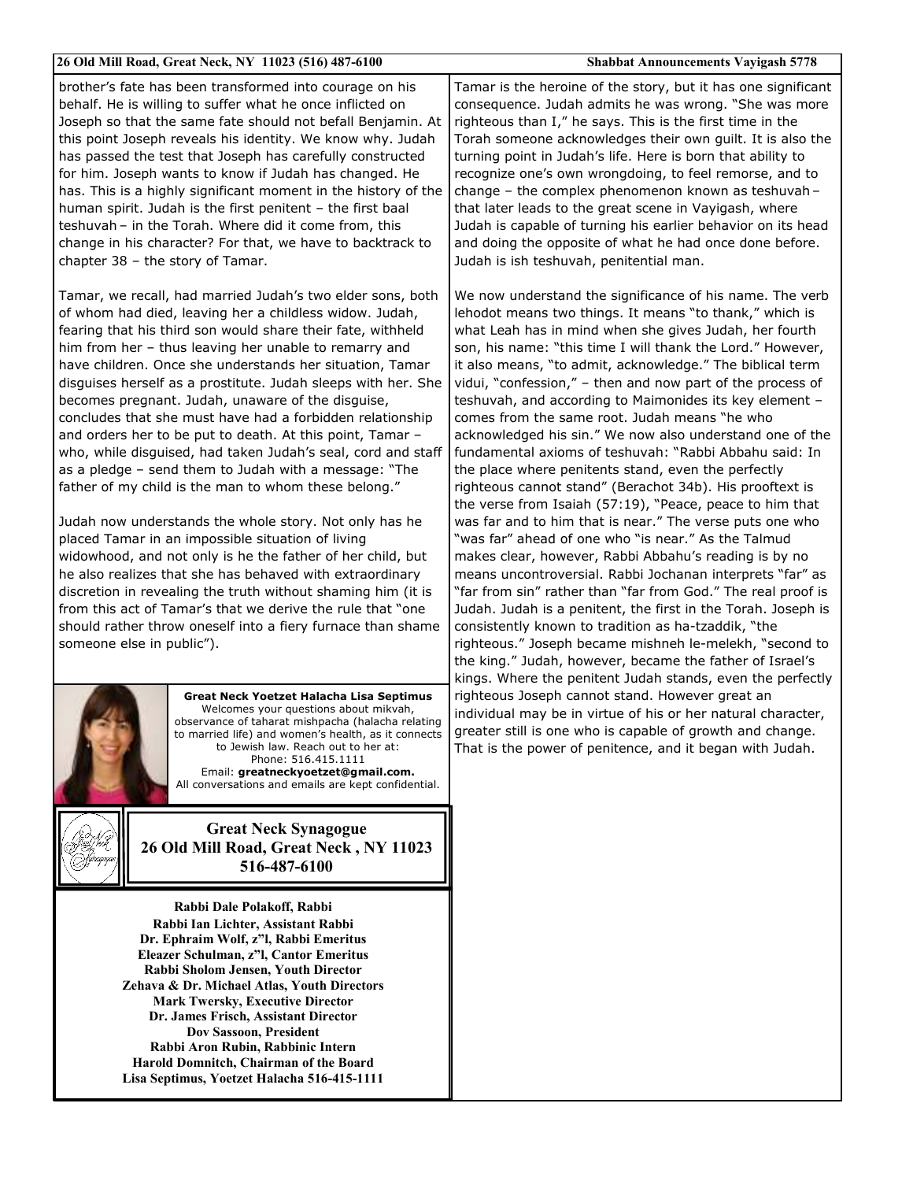brother's fate has been transformed into courage on his behalf. He is willing to suffer what he once inflicted on Joseph so that the same fate should not befall Benjamin. At this point Joseph reveals his identity. We know why. Judah has passed the test that Joseph has carefully constructed for him. Joseph wants to know if Judah has changed. He has. This is a highly significant moment in the history of the human spirit. Judah is the first penitent – the first baal teshuvah – in the Torah. Where did it come from, this change in his character? For that, we have to backtrack to chapter 38 – the story of Tamar.

Tamar, we recall, had married Judah's two elder sons, both of whom had died, leaving her a childless widow. Judah, fearing that his third son would share their fate, withheld him from her – thus leaving her unable to remarry and have children. Once she understands her situation, Tamar disguises herself as a prostitute. Judah sleeps with her. She becomes pregnant. Judah, unaware of the disguise, concludes that she must have had a forbidden relationship and orders her to be put to death. At this point, Tamar – who, while disguised, had taken Judah's seal, cord and staff as a pledge – send them to Judah with a message: "The father of my child is the man to whom these belong."

Judah now understands the whole story. Not only has he placed Tamar in an impossible situation of living widowhood, and not only is he the father of her child, but he also realizes that she has behaved with extraordinary discretion in revealing the truth without shaming him (it is from this act of Tamar's that we derive the rule that "one should rather throw oneself into a fiery furnace than shame someone else in public").

Tamar is the heroine of the story, but it has one significant consequence. Judah admits he was wrong. "She was more righteous than I," he says. This is the first time in the Torah someone acknowledges their own guilt. It is also the turning point in Judah's life. Here is born that ability to recognize one's own wrongdoing, to feel remorse, and to change – the complex phenomenon known as teshuvah – that later leads to the great scene in Vayigash, where Judah is capable of turning his earlier behavior on its head and doing the opposite of what he had once done before. Judah is ish teshuvah, penitential man.

We now understand the significance of his name. The verb lehodot means two things. It means "to thank," which is what Leah has in mind when she gives Judah, her fourth son, his name: "this time I will thank the Lord." However, it also means, "to admit, acknowledge." The biblical term vidui, "confession," – then and now part of the process of teshuvah, and according to Maimonides its key element – comes from the same root. Judah means "he who acknowledged his sin." We now also understand one of the fundamental axioms of teshuvah: "Rabbi Abbahu said: In the place where penitents stand, even the perfectly righteous cannot stand" (Berachot 34b). His prooftext is the verse from Isaiah (57:19), "Peace, peace to him that was far and to him that is near." The verse puts one who "was far" ahead of one who "is near." As the Talmud makes clear, however, Rabbi Abbahu's reading is by no means uncontroversial. Rabbi Jochanan interprets "far" as "far from sin" rather than "far from God." The real proof is Judah. Judah is a penitent, the first in the Torah. Joseph is consistently known to tradition as ha-tzaddik, "the righteous." Joseph became mishneh le-melekh, "second to the king." Judah, however, became the father of Israel's kings. Where the penitent Judah stands, even the perfectly righteous Joseph cannot stand. However great an individual may be in virtue of his or her natural character, greater still is one who is capable of growth and change. That is the power of penitence, and it began with Judah.

**Great Neck Yoetzet Halacha Lisa Septimus**
Welcomes your questions about mikvah, observance of taharat mishpacha (halacha relating to married life) and women's health, as it connects to Jewish law. Reach out to her at:
Phone: 516.415.1111
Email: **greatneckyoetzet@gmail.com.**
All conversations and emails are kept confidential.

**Great Neck Synagogue**
**26 Old Mill Road, Great Neck , NY 11023**
**516-487-6100**

**Rabbi Dale Polakoff, Rabbi**
**Rabbi Ian Lichter, Assistant Rabbi**
**Dr. Ephraim Wolf, z"l, Rabbi Emeritus**
**Eleazer Schulman, z"l, Cantor Emeritus**
**Rabbi Sholom Jensen, Youth Director**
**Zehava & Dr. Michael Atlas, Youth Directors**
**Mark Twersky, Executive Director**
**Dr. James Frisch, Assistant Director**
**Dov Sassoon, President**
**Rabbi Aron Rubin, Rabbinic Intern**
**Harold Domnitch, Chairman of the Board**
**Lisa Septimus, Yoetzet Halacha 516-415-1111**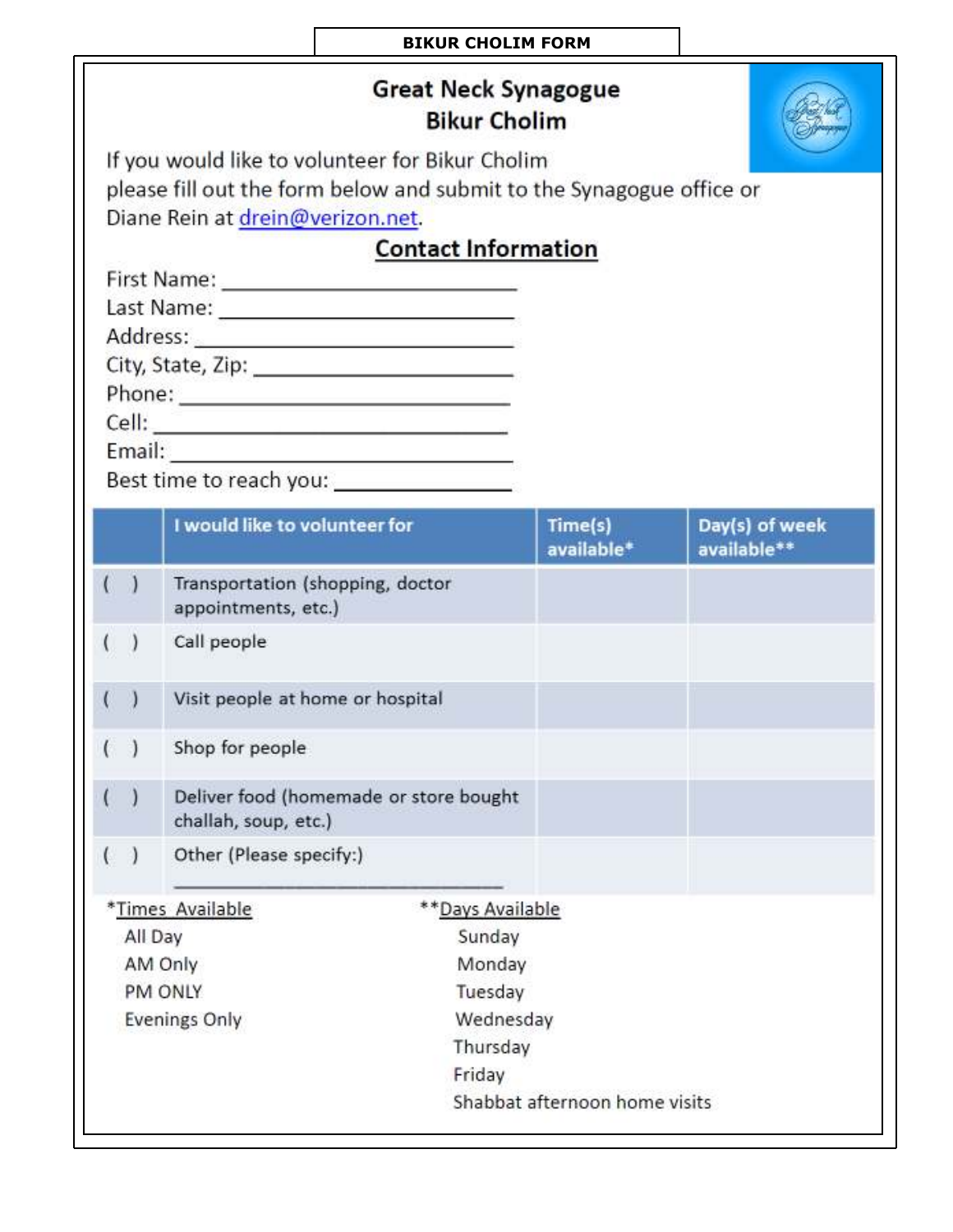**BIKUR CHOLIM FORM**

# Great Neck Synagogue
## Bikur Cholim

If you would like to volunteer for Bikur Cholim please fill out the form below and submit to the Synagogue office or Diane Rein at drein@verizon.net.

### Contact Information

First Name: ___________________________

Last Name: ___________________________

Address: ___________________________

City, State, Zip: ___________________________

Phone: ___________________________

Cell: ___________________________

Email: ___________________________

Best time to reach you: _______________

| | I would like to volunteer for | Time(s) available* | Day(s) of week available** |
|---|---|---|---|
| ( ) | Transportation (shopping, doctor appointments, etc.) | | |
| ( ) | Call people | | |
| ( ) | Visit people at home or hospital | | |
| ( ) | Shop for people | | |
| ( ) | Deliver food (homemade or store bought challah, soup, etc.) | | |
| ( ) | Other (Please specify:) ___________________________ | | |

*Times Available
- All Day
- AM Only
- PM ONLY
- Evenings Only

**Days Available
- Sunday
- Monday
- Tuesday
- Wednesday
- Thursday
- Friday
- Shabbat afternoon home visits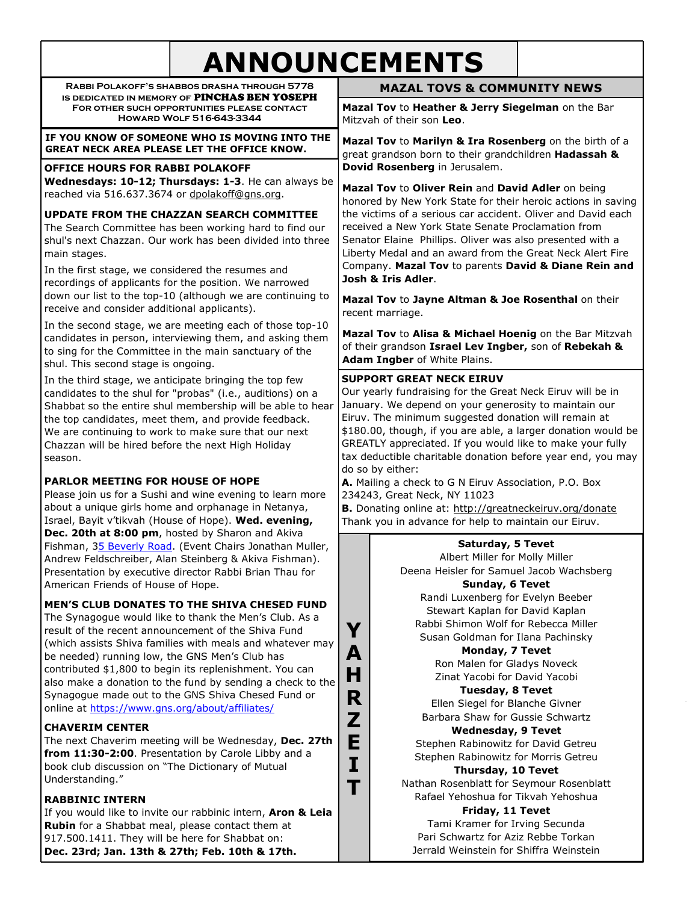# ANNOUNCEMENTS

**Rabbi Polakoff's Shabbos Drasha through 5778 is dedicated in memory of PINCHAS BEN YOSEPH**
**For other such opportunities please contact Howard Wolf 516-643-3344**

**IF YOU KNOW OF SOMEONE WHO IS MOVING INTO THE GREAT NECK AREA PLEASE LET THE OFFICE KNOW.**

### OFFICE HOURS FOR RABBI POLAKOFF

**Wednesdays: 10-12; Thursdays: 1-3**. He can always be reached via 516.637.3674 or dpolakoff@gns.org.

### UPDATE FROM THE CHAZZAN SEARCH COMMITTEE

The Search Committee has been working hard to find our shul's next Chazzan. Our work has been divided into three main stages.

In the first stage, we considered the resumes and recordings of applicants for the position. We narrowed down our list to the top-10 (although we are continuing to receive and consider additional applicants).

In the second stage, we are meeting each of those top-10 candidates in person, interviewing them, and asking them to sing for the Committee in the main sanctuary of the shul. This second stage is ongoing.

In the third stage, we anticipate bringing the top few candidates to the shul for "probas" (i.e., auditions) on a Shabbat so the entire shul membership will be able to hear the top candidates, meet them, and provide feedback. We are continuing to work to make sure that our next Chazzan will be hired before the next High Holiday season.

### PARLOR MEETING FOR HOUSE OF HOPE

Please join us for a Sushi and wine evening to learn more about a unique girls home and orphanage in Netanya, Israel, Bayit v'tikvah (House of Hope). **Wed. evening, Dec. 20th at 8:00 pm**, hosted by Sharon and Akiva Fishman, 35 Beverly Road. (Event Chairs Jonathan Muller, Andrew Feldschreiber, Alan Steinberg & Akiva Fishman). Presentation by executive director Rabbi Brian Thau for American Friends of House of Hope.

### MEN'S CLUB DONATES TO THE SHIVA CHESED FUND

The Synagogue would like to thank the Men's Club. As a result of the recent announcement of the Shiva Fund (which assists Shiva families with meals and whatever may be needed) running low, the GNS Men's Club has contributed $1,800 to begin its replenishment. You can also make a donation to the fund by sending a check to the Synagogue made out to the GNS Shiva Chesed Fund or online at https://www.gns.org/about/affiliates/

### CHAVERIM CENTER

The next Chaverim meeting will be Wednesday, **Dec. 27th from 11:30-2:00**. Presentation by Carole Libby and a book club discussion on "The Dictionary of Mutual Understanding."

### RABBINIC INTERN

If you would like to invite our rabbinic intern, **Aron & Leia Rubin** for a Shabbat meal, please contact them at 917.500.1411. They will be here for Shabbat on:
**Dec. 23rd; Jan. 13th & 27th; Feb. 10th & 17th.**

## MAZAL TOVS & COMMUNITY NEWS

**Mazal Tov** to **Heather & Jerry Siegelman** on the Bar Mitzvah of their son **Leo**.

**Mazal Tov** to **Marilyn & Ira Rosenberg** on the birth of a great grandson born to their grandchildren **Hadassah & Dovid Rosenberg** in Jerusalem.

**Mazal Tov** to **Oliver Rein** and **David Adler** on being honored by New York State for their heroic actions in saving the victims of a serious car accident. Oliver and David each received a New York State Senate Proclamation from Senator Elaine Phillips. Oliver was also presented with a Liberty Medal and an award from the Great Neck Alert Fire Company. **Mazal Tov** to parents **David & Diane Rein and Josh & Iris Adler**.

**Mazal Tov** to **Jayne Altman & Joe Rosenthal** on their recent marriage.

**Mazal Tov** to **Alisa & Michael Hoenig** on the Bar Mitzvah of their grandson **Israel Lev Ingber,** son of **Rebekah & Adam Ingber** of White Plains.

### SUPPORT GREAT NECK EIRUV

Our yearly fundraising for the Great Neck Eiruv will be in January. We depend on your generosity to maintain our Eiruv. The minimum suggested donation will remain at $180.00, though, if you are able, a larger donation would be GREATLY appreciated. If you would like to make your fully tax deductible charitable donation before year end, you may do so by either:

**A.** Mailing a check to G N Eiruv Association, P.O. Box 234243, Great Neck, NY 11023
**B.** Donating online at: http://greatneckeiruv.org/donate

Thank you in advance for help to maintain our Eiruv.

## YAHRZEIT

**Saturday, 5 Tevet**
Albert Miller for Molly Miller
Deena Heisler for Samuel Jacob Wachsberg

**Sunday, 6 Tevet**
Randi Luxenberg for Evelyn Beeber
Stewart Kaplan for David Kaplan
Rabbi Shimon Wolf for Rebecca Miller
Susan Goldman for Ilana Pachinsky

**Monday, 7 Tevet**
Ron Malen for Gladys Noveck
Zinat Yacobi for David Yacobi

**Tuesday, 8 Tevet**
Ellen Siegel for Blanche Givner
Barbara Shaw for Gussie Schwartz

**Wednesday, 9 Tevet**
Stephen Rabinowitz for David Getreu
Stephen Rabinowitz for Morris Getreu

**Thursday, 10 Tevet**
Nathan Rosenblatt for Seymour Rosenblatt
Rafael Yehoshua for Tikvah Yehoshua

**Friday, 11 Tevet**
Tami Kramer for Irving Secunda
Pari Schwartz for Aziz Rebbe Torkan
Jerrald Weinstein for Shiffra Weinstein